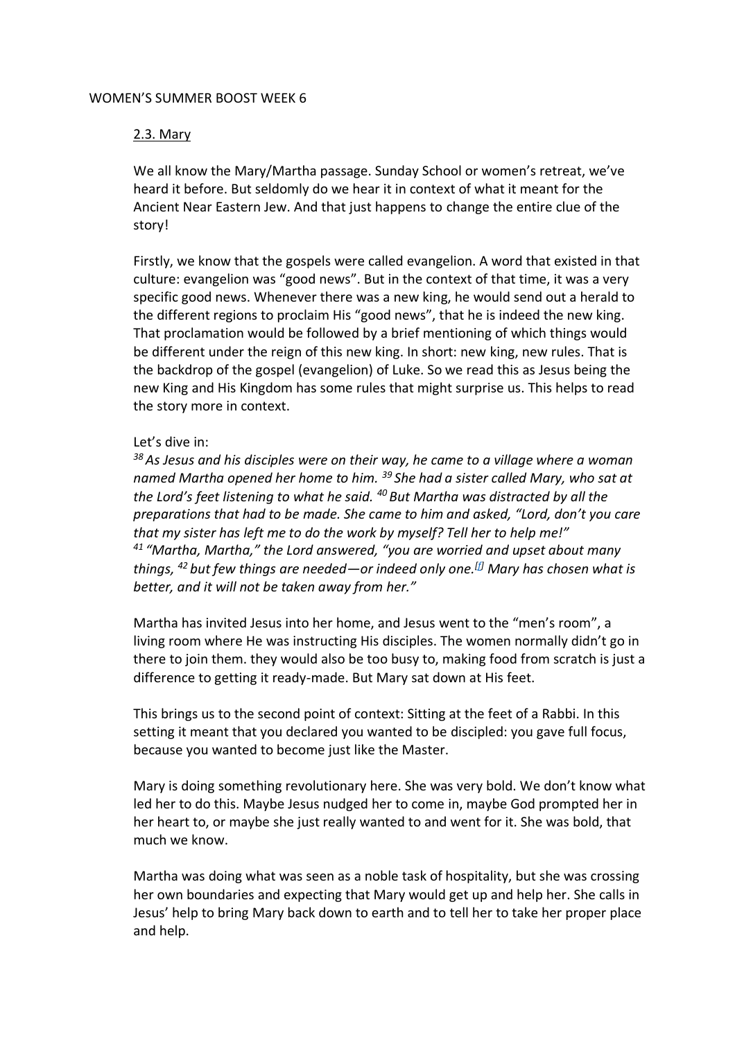WOMEN'S SUMMER BOOST WEEK 6

## 2.3. Mary

We all know the Mary/Martha passage. Sunday School or women's retreat, we've heard it before. But seldomly do we hear it in context of what it meant for the Ancient Near Eastern Jew. And that just happens to change the entire clue of the story!

Firstly, we know that the gospels were called evangelion. A word that existed in that culture: evangelion was "good news". But in the context of that time, it was a very specific good news. Whenever there was a new king, he would send out a herald to the different regions to proclaim His "good news", that he is indeed the new king. That proclamation would be followed by a brief mentioning of which things would be different under the reign of this new king. In short: new king, new rules. That is the backdrop of the gospel (evangelion) of Luke. So we read this as Jesus being the new King and His Kingdom has some rules that might surprise us. This helps to read the story more in context.

Let's dive in:
*[38] As Jesus and his disciples were on their way, he came to a village where a woman named Martha opened her home to him. [39] She had a sister called Mary, who sat at the Lord's feet listening to what he said. [40] But Martha was distracted by all the preparations that had to be made. She came to him and asked, "Lord, don't you care that my sister has left me to do the work by myself? Tell her to help me!"*
*[41] "Martha, Martha," the Lord answered, "you are worried and upset about many things, [42] but few things are needed—or indeed only one.[f] Mary has chosen what is better, and it will not be taken away from her."*

Martha has invited Jesus into her home, and Jesus went to the "men's room", a living room where He was instructing His disciples. The women normally didn't go in there to join them. they would also be too busy to, making food from scratch is just a difference to getting it ready-made. But Mary sat down at His feet.

This brings us to the second point of context: Sitting at the feet of a Rabbi. In this setting it meant that you declared you wanted to be discipled: you gave full focus, because you wanted to become just like the Master.

Mary is doing something revolutionary here. She was very bold. We don't know what led her to do this. Maybe Jesus nudged her to come in, maybe God prompted her in her heart to, or maybe she just really wanted to and went for it. She was bold, that much we know.

Martha was doing what was seen as a noble task of hospitality, but she was crossing her own boundaries and expecting that Mary would get up and help her. She calls in Jesus' help to bring Mary back down to earth and to tell her to take her proper place and help.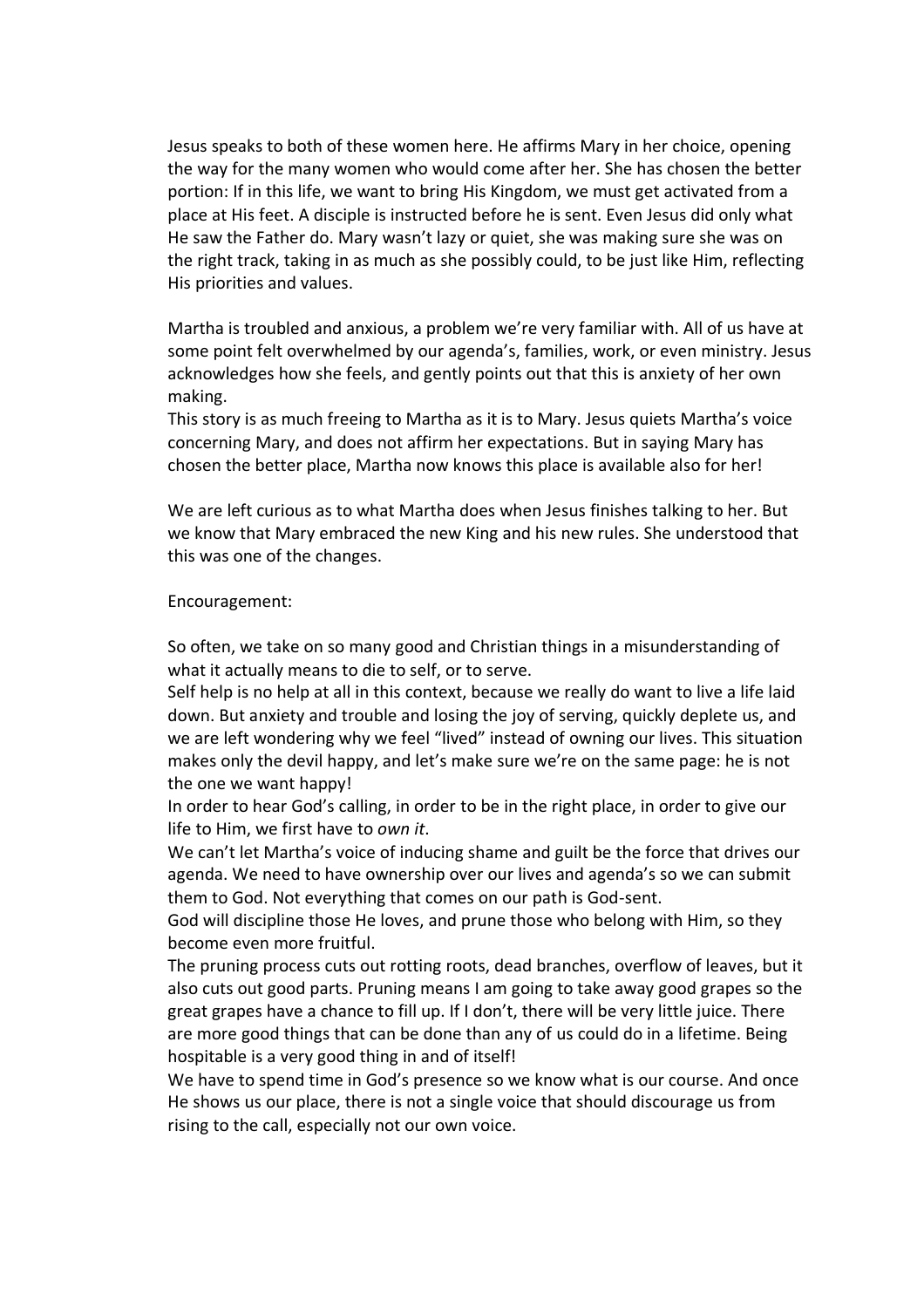Jesus speaks to both of these women here. He affirms Mary in her choice, opening the way for the many women who would come after her. She has chosen the better portion: If in this life, we want to bring His Kingdom, we must get activated from a place at His feet. A disciple is instructed before he is sent. Even Jesus did only what He saw the Father do. Mary wasn't lazy or quiet, she was making sure she was on the right track, taking in as much as she possibly could, to be just like Him, reflecting His priorities and values.

Martha is troubled and anxious, a problem we're very familiar with. All of us have at some point felt overwhelmed by our agenda's, families, work, or even ministry. Jesus acknowledges how she feels, and gently points out that this is anxiety of her own making.
This story is as much freeing to Martha as it is to Mary. Jesus quiets Martha's voice concerning Mary, and does not affirm her expectations. But in saying Mary has chosen the better place, Martha now knows this place is available also for her!

We are left curious as to what Martha does when Jesus finishes talking to her. But we know that Mary embraced the new King and his new rules. She understood that this was one of the changes.

Encouragement:

So often, we take on so many good and Christian things in a misunderstanding of what it actually means to die to self, or to serve.
Self help is no help at all in this context, because we really do want to live a life laid down. But anxiety and trouble and losing the joy of serving, quickly deplete us, and we are left wondering why we feel "lived" instead of owning our lives. This situation makes only the devil happy, and let's make sure we're on the same page: he is not the one we want happy!
In order to hear God's calling, in order to be in the right place, in order to give our life to Him, we first have to *own it*.
We can't let Martha's voice of inducing shame and guilt be the force that drives our agenda. We need to have ownership over our lives and agenda's so we can submit them to God. Not everything that comes on our path is God-sent.
God will discipline those He loves, and prune those who belong with Him, so they become even more fruitful.
The pruning process cuts out rotting roots, dead branches, overflow of leaves, but it also cuts out good parts. Pruning means I am going to take away good grapes so the great grapes have a chance to fill up. If I don't, there will be very little juice. There are more good things that can be done than any of us could do in a lifetime. Being hospitable is a very good thing in and of itself!
We have to spend time in God's presence so we know what is our course. And once He shows us our place, there is not a single voice that should discourage us from rising to the call, especially not our own voice.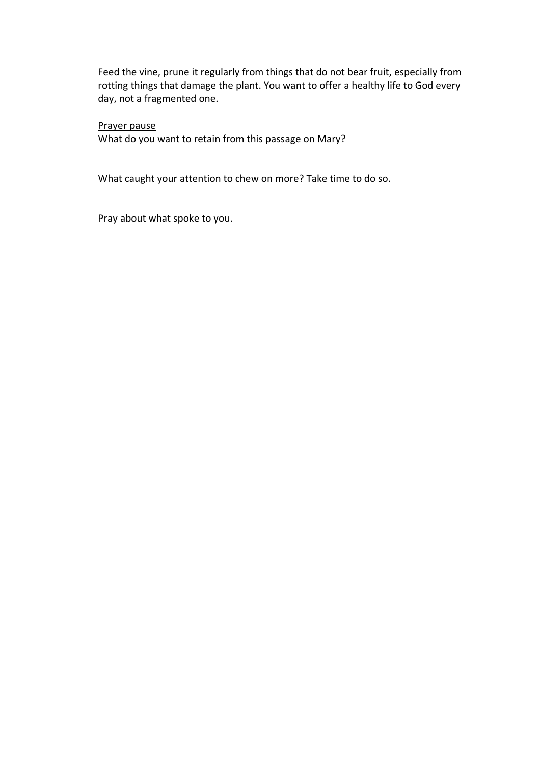Feed the vine, prune it regularly from things that do not bear fruit, especially from rotting things that damage the plant. You want to offer a healthy life to God every day, not a fragmented one.

<u>Prayer pause</u>
What do you want to retain from this passage on Mary?

What caught your attention to chew on more? Take time to do so.

Pray about what spoke to you.